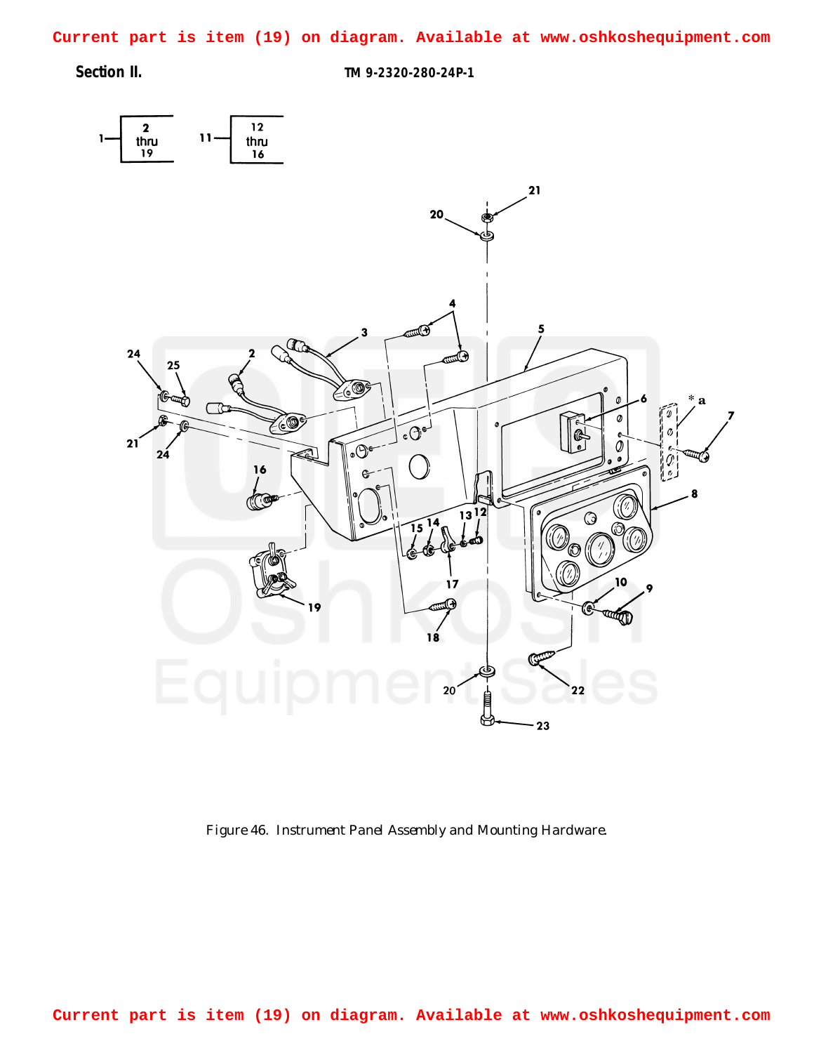Current part is item (19) on diagram. Available at www.oshkoshequipment.com

Section II.

TM 9-2320-280-24P-1

Figure 46. Instrument Panel Assembly and Mounting Hardware.

Current part is item (19) on diagram. Available at www.oshkoshequipment.com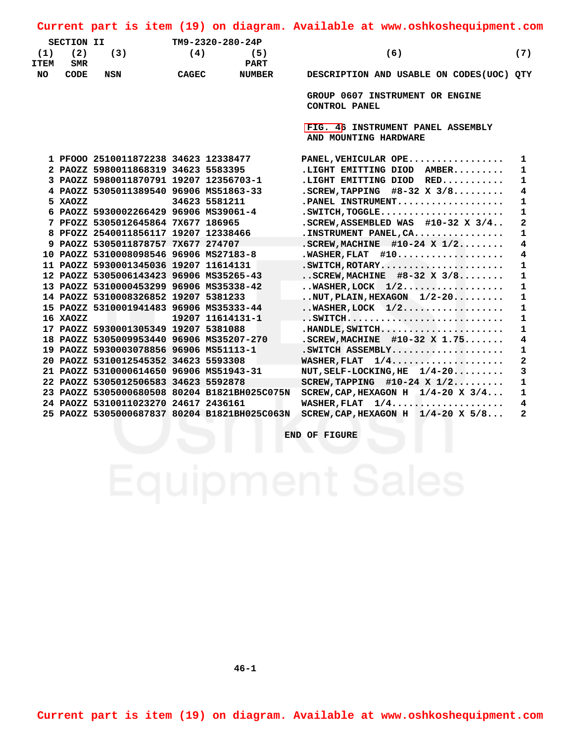Current part is item (19) on diagram. Available at www.oshkoshequipment.com

SECTION II TM9-2320-280-24P

| (1) ITEM NO | (2) SMR CODE | (3) NSN | (4) CAGEC | (5) PART NUMBER | (6) DESCRIPTION AND USABLE ON CODES(UOC) | (7) QTY |
|---|---|---|---|---|---|---|
| | | | | | GROUP 0607 INSTRUMENT OR ENGINE CONTROL PANEL | |
| | | | | | FIG. 46 INSTRUMENT PANEL ASSEMBLY AND MOUNTING HARDWARE | |
| 1 | PFOOO | 2510011872238 | 34623 | 12338477 | PANEL,VEHICULAR OPE................. | 1 |
| 2 | PAOZZ | 5980011868319 | 34623 | 5583395 | .LIGHT EMITTING DIOD AMBER......... | 1 |
| 3 | PAOZZ | 5980011870791 | 19207 | 12356703-1 | .LIGHT EMITTING DIOD RED........... | 1 |
| 4 | PAOZZ | 5305011389540 | 96906 | MS51863-33 | .SCREW,TAPPING #8-32 X 3/8......... | 4 |
| 5 | XAOZZ | | 34623 | 5581211 | .PANEL INSTRUMENT.................. | 1 |
| 6 | PAOZZ | 5930002266429 | 96906 | MS39061-4 | .SWITCH,TOGGLE...................... | 1 |
| 7 | PFOZZ | 5305012645864 | 7X677 | 186965 | .SCREW,ASSEMBLED WAS #10-32 X 3/4.. | 2 |
| 8 | PFOZZ | 2540011856117 | 19207 | 12338466 | .INSTRUMENT PANEL,CA................ | 1 |
| 9 | PAOZZ | 5305011878757 | 7X677 | 274707 | .SCREW,MACHINE #10-24 X 1/2........ | 4 |
| 10 | PAOZZ | 5310008098546 | 96906 | MS27183-8 | .WASHER,FLAT #10................... | 4 |
| 11 | PAOZZ | 5930001345036 | 19207 | 11614131 | .SWITCH,ROTARY...................... | 1 |
| 12 | PAOZZ | 5305006143423 | 96906 | MS35265-43 | ..SCREW,MACHINE #8-32 X 3/8........ | 1 |
| 13 | PAOZZ | 5310000453299 | 96906 | MS35338-42 | ..WASHER,LOCK 1/2.................. | 1 |
| 14 | PAOZZ | 5310008326852 | 19207 | 5381233 | ..NUT,PLAIN,HEXAGON 1/2-20......... | 1 |
| 15 | PAOZZ | 5310001941483 | 96906 | MS35333-44 | ..WASHER,LOCK 1/2.................. | 1 |
| 16 | XAOZZ | | 19207 | 11614131-1 | ..SWITCH........................... | 1 |
| 17 | PAOZZ | 5930001305349 | 19207 | 5381088 | .HANDLE,SWITCH...................... | 1 |
| 18 | PAOZZ | 5305009953440 | 96906 | MS35207-270 | .SCREW,MACHINE #10-32 X 1.75....... | 4 |
| 19 | PAOZZ | 5930003078856 | 96906 | MS51113-1 | .SWITCH ASSEMBLY.................... | 1 |
| 20 | PAOZZ | 5310012545352 | 34623 | 5593308 | WASHER,FLAT 1/4.................... | 2 |
| 21 | PAOZZ | 5310000614650 | 96906 | MS51943-31 | NUT,SELF-LOCKING,HE 1/4-20......... | 3 |
| 22 | PAOZZ | 5305012506583 | 34623 | 5592878 | SCREW,TAPPING #10-24 X 1/2......... | 1 |
| 23 | PAOZZ | 5305000680508 | 80204 | B1821BH025C075N | SCREW,CAP,HEXAGON H 1/4-20 X 3/4... | 1 |
| 24 | PAOZZ | 5310011023270 | 24617 | 2436161 | WASHER,FLAT 1/4.................... | 4 |
| 25 | PAOZZ | 5305000687837 | 80204 | B1821BH025C063N | SCREW,CAP,HEXAGON H 1/4-20 X 5/8... | 2 |

END OF FIGURE

Current part is item (19) on diagram. Available at www.oshkoshequipment.com